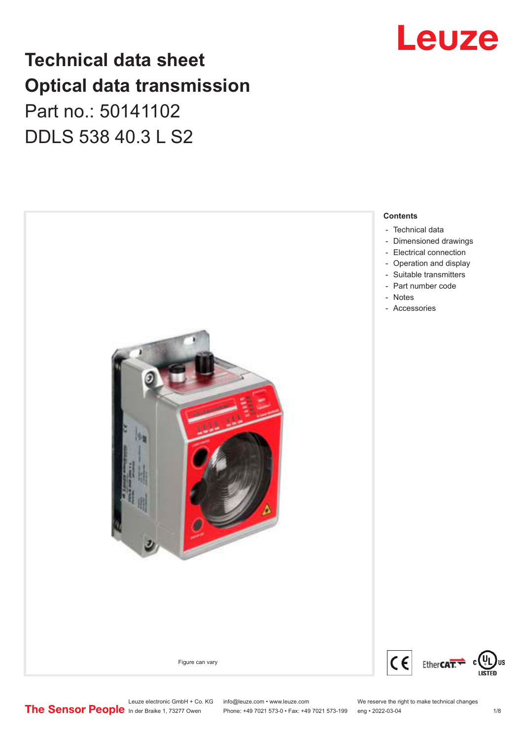# Technical data sheet
# Optical data transmission

Part no.: 50141102

DDLS 538 40.3 L S2

Figure can vary

**Contents**

- Technical data
- Dimensioned drawings
- Electrical connection
- Operation and display
- Suitable transmitters
- Part number code
- Notes
- Accessories

Leuze electronic GmbH + Co. KG
In der Braike 1, 73277 Owen

info@leuze.com • www.leuze.com
Phone: +49 7021 573-0 • Fax: +49 7021 573-199

We reserve the right to make technical changes
eng • 2022-03-04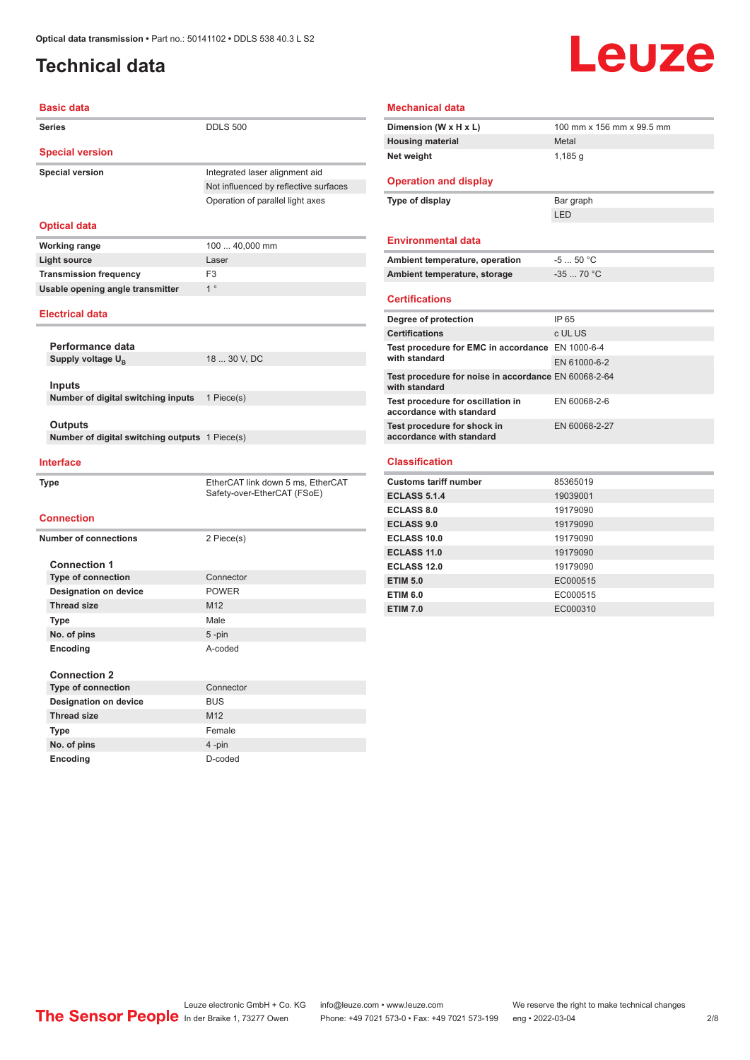# Technical data

## Basic data

| | |
|---|---|
| **Series** | DDLS 500 |

## Special version

| | |
|---|---|
| **Special version** | Integrated laser alignment aid |
| | Not influenced by reflective surfaces |
| | Operation of parallel light axes |

## Optical data

| | |
|---|---|
| **Working range** | 100 ... 40,000 mm |
| **Light source** | Laser |
| **Transmission frequency** | F3 |
| **Usable opening angle transmitter** | 1 ° |

## Electrical data

### Performance data

| | |
|---|---|
| **Supply voltage $U_B$** | 18 ... 30 V, DC |

### Inputs

| | |
|---|---|
| **Number of digital switching inputs** | 1 Piece(s) |

### Outputs

| | |
|---|---|
| **Number of digital switching outputs** | 1 Piece(s) |

## Interface

| | |
|---|---|
| **Type** | EtherCAT link down 5 ms, EtherCAT Safety-over-EtherCAT (FSoE) |

## Connection

| | |
|---|---|
| **Number of connections** | 2 Piece(s) |

### Connection 1

| | |
|---|---|
| **Type of connection** | Connector |
| **Designation on device** | POWER |
| **Thread size** | M12 |
| **Type** | Male |
| **No. of pins** | 5 -pin |
| **Encoding** | A-coded |

### Connection 2

| | |
|---|---|
| **Type of connection** | Connector |
| **Designation on device** | BUS |
| **Thread size** | M12 |
| **Type** | Female |
| **No. of pins** | 4 -pin |
| **Encoding** | D-coded |

## Mechanical data

| | |
|---|---|
| **Dimension (W x H x L)** | 100 mm x 156 mm x 99.5 mm |
| **Housing material** | Metal |
| **Net weight** | 1,185 g |

## Operation and display

| | |
|---|---|
| **Type of display** | Bar graph |
| | LED |

## Environmental data

| | |
|---|---|
| **Ambient temperature, operation** | -5 ... 50 °C |
| **Ambient temperature, storage** | -35 ... 70 °C |

## Certifications

| | |
|---|---|
| **Degree of protection** | IP 65 |
| **Certifications** | c UL US |
| **Test procedure for EMC in accordance with standard** | EN 1000-6-4 |
| | EN 61000-6-2 |
| **Test procedure for noise in accordance with standard** | EN 60068-2-64 |
| **Test procedure for oscillation in accordance with standard** | EN 60068-2-6 |
| **Test procedure for shock in accordance with standard** | EN 60068-2-27 |

## Classification

| | |
|---|---|
| **Customs tariff number** | 85365019 |
| **ECLASS 5.1.4** | 19039001 |
| **ECLASS 8.0** | 19179090 |
| **ECLASS 9.0** | 19179090 |
| **ECLASS 10.0** | 19179090 |
| **ECLASS 11.0** | 19179090 |
| **ECLASS 12.0** | 19179090 |
| **ETIM 5.0** | EC000515 |
| **ETIM 6.0** | EC000515 |
| **ETIM 7.0** | EC000310 |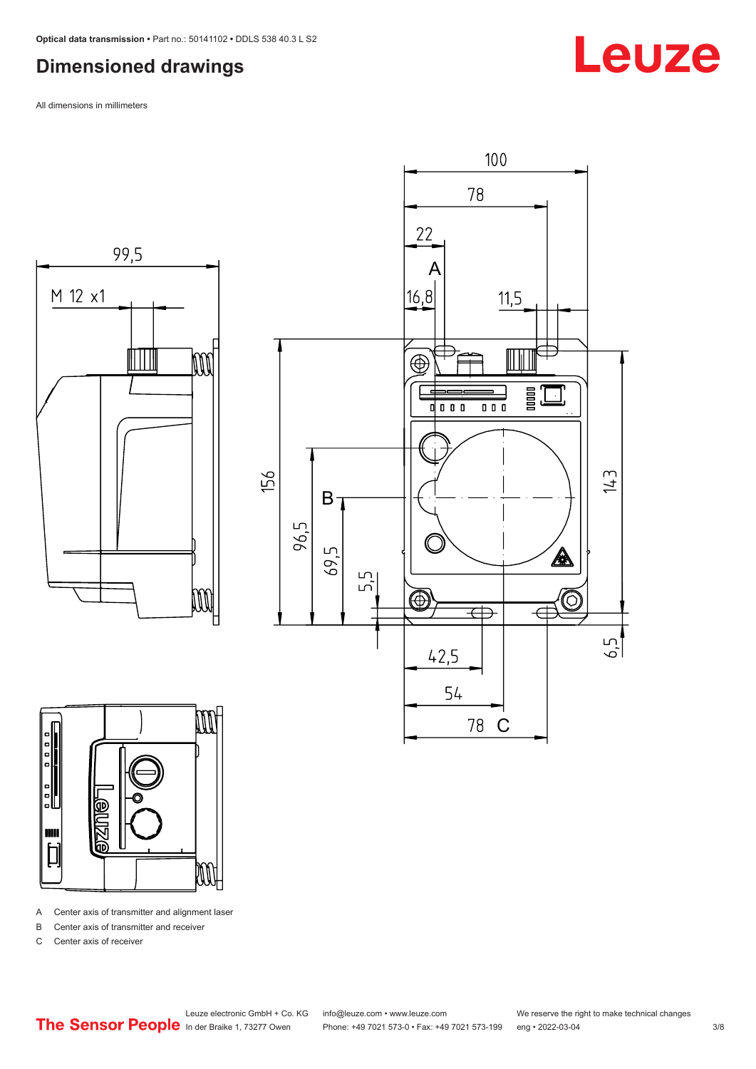## Dimensioned drawings

All dimensions in millimeters

A Center axis of transmitter and alignment laser

B Center axis of transmitter and receiver

C Center axis of receiver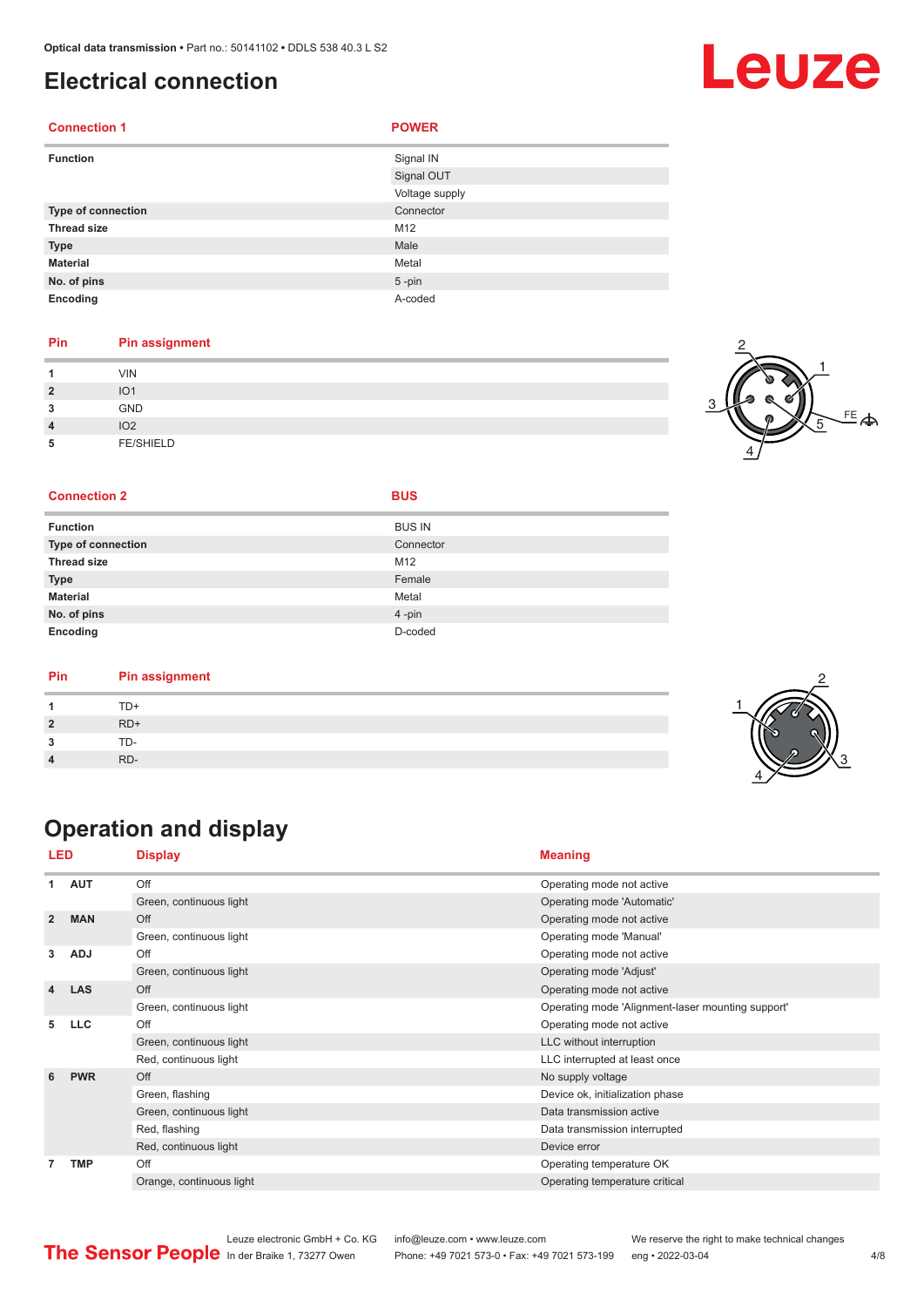# Electrical connection

| Connection 1 | POWER |
|---|---|
| **Function** | Signal IN |
| | Signal OUT |
| | Voltage supply |
| **Type of connection** | Connector |
| **Thread size** | M12 |
| **Type** | Male |
| **Material** | Metal |
| **No. of pins** | 5 -pin |
| **Encoding** | A-coded |

| Pin | Pin assignment |
|---|---|
| 1 | VIN |
| 2 | IO1 |
| 3 | GND |
| 4 | IO2 |
| 5 | FE/SHIELD |

| Connection 2 | BUS |
|---|---|
| **Function** | BUS IN |
| **Type of connection** | Connector |
| **Thread size** | M12 |
| **Type** | Female |
| **Material** | Metal |
| **No. of pins** | 4 -pin |
| **Encoding** | D-coded |

| Pin | Pin assignment |
|---|---|
| 1 | TD+ |
| 2 | RD+ |
| 3 | TD- |
| 4 | RD- |

# Operation and display

| LED | | Display | Meaning |
|---|---|---|---|
| 1 | AUT | Off | Operating mode not active |
| | | Green, continuous light | Operating mode 'Automatic' |
| 2 | MAN | Off | Operating mode not active |
| | | Green, continuous light | Operating mode 'Manual' |
| 3 | ADJ | Off | Operating mode not active |
| | | Green, continuous light | Operating mode 'Adjust' |
| 4 | LAS | Off | Operating mode not active |
| | | Green, continuous light | Operating mode 'Alignment-laser mounting support' |
| 5 | LLC | Off | Operating mode not active |
| | | Green, continuous light | LLC without interruption |
| | | Red, continuous light | LLC interrupted at least once |
| 6 | PWR | Off | No supply voltage |
| | | Green, flashing | Device ok, initialization phase |
| | | Green, continuous light | Data transmission active |
| | | Red, flashing | Data transmission interrupted |
| | | Red, continuous light | Device error |
| 7 | TMP | Off | Operating temperature OK |
| | | Orange, continuous light | Operating temperature critical |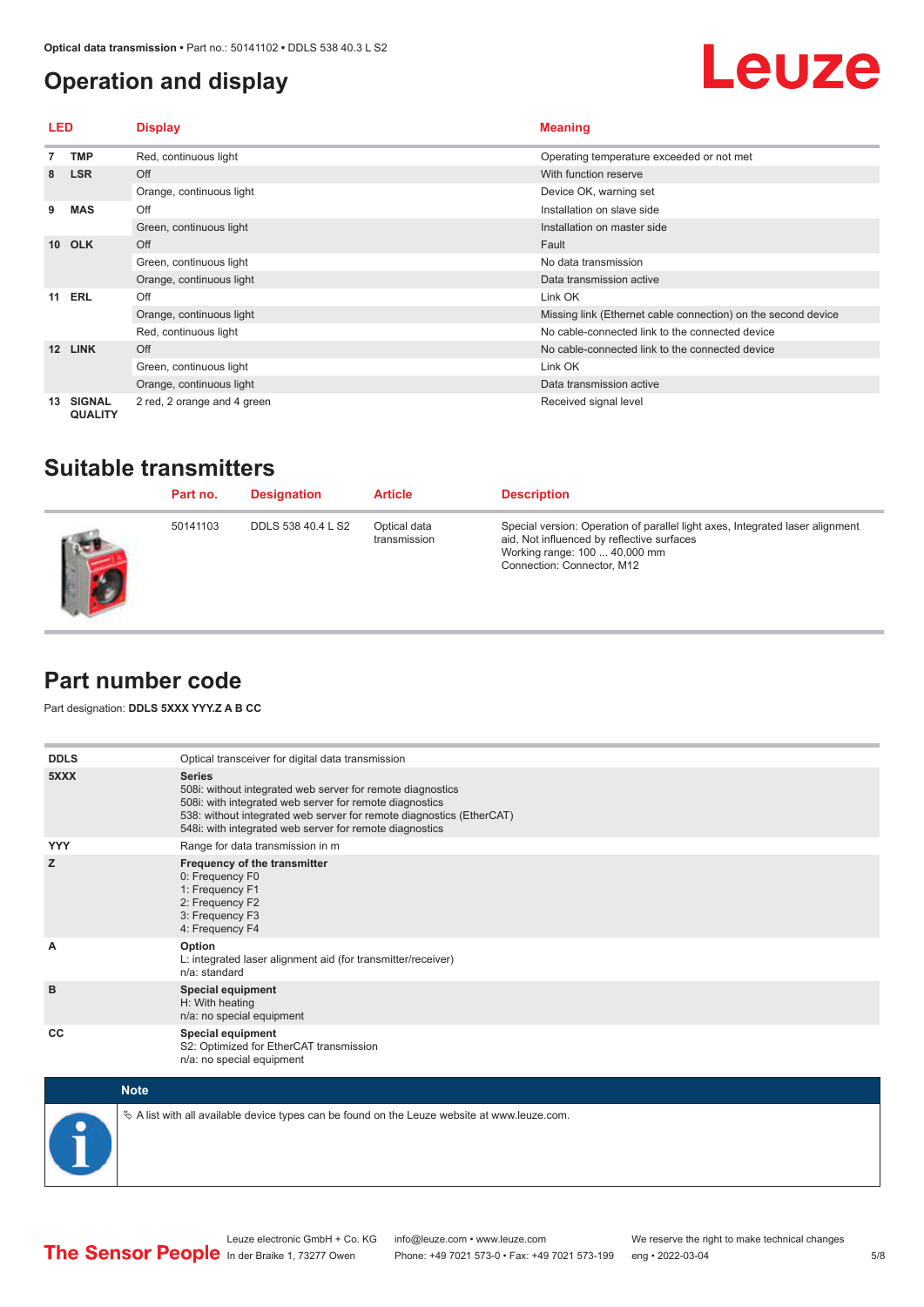## Operation and display

| LED | | Display | Meaning |
|---|---|---|---|
| 7 | TMP | Red, continuous light | Operating temperature exceeded or not met |
| 8 | LSR | Off | With function reserve |
| | | Orange, continuous light | Device OK, warning set |
| 9 | MAS | Off | Installation on slave side |
| | | Green, continuous light | Installation on master side |
| 10 | OLK | Off | Fault |
| | | Green, continuous light | No data transmission |
| | | Orange, continuous light | Data transmission active |
| 11 | ERL | Off | Link OK |
| | | Orange, continuous light | Missing link (Ethernet cable connection) on the second device |
| | | Red, continuous light | No cable-connected link to the connected device |
| 12 | LINK | Off | No cable-connected link to the connected device |
| | | Green, continuous light | Link OK |
| | | Orange, continuous light | Data transmission active |
| 13 | SIGNAL QUALITY | 2 red, 2 orange and 4 green | Received signal level |

## Suitable transmitters

| Part no. | Designation | Article | Description |
|---|---|---|---|
| 50141103 | DDLS 538 40.4 L S2 | Optical data transmission | Special version: Operation of parallel light axes, Integrated laser alignment aid, Not influenced by reflective surfaces<br>Working range: 100 ... 40,000 mm<br>Connection: Connector, M12 |

## Part number code

Part designation: **DDLS 5XXX YYY.Z A B CC**

| | |
|---|---|
| **DDLS** | Optical transceiver for digital data transmission |
| **5XXX** | **Series**<br>508i: without integrated web server for remote diagnostics<br>508i: with integrated web server for remote diagnostics<br>538: without integrated web server for remote diagnostics (EtherCAT)<br>548i: with integrated web server for remote diagnostics |
| **YYY** | Range for data transmission in m |
| **Z** | **Frequency of the transmitter**<br>0: Frequency F0<br>1: Frequency F1<br>2: Frequency F2<br>3: Frequency F3<br>4: Frequency F4 |
| **A** | **Option**<br>L: integrated laser alignment aid (for transmitter/receiver)<br>n/a: standard |
| **B** | **Special equipment**<br>H: With heating<br>n/a: no special equipment |
| **CC** | **Special equipment**<br>S2: Optimized for EtherCAT transmission<br>n/a: no special equipment |

**Note**

↳ A list with all available device types can be found on the Leuze website at www.leuze.com.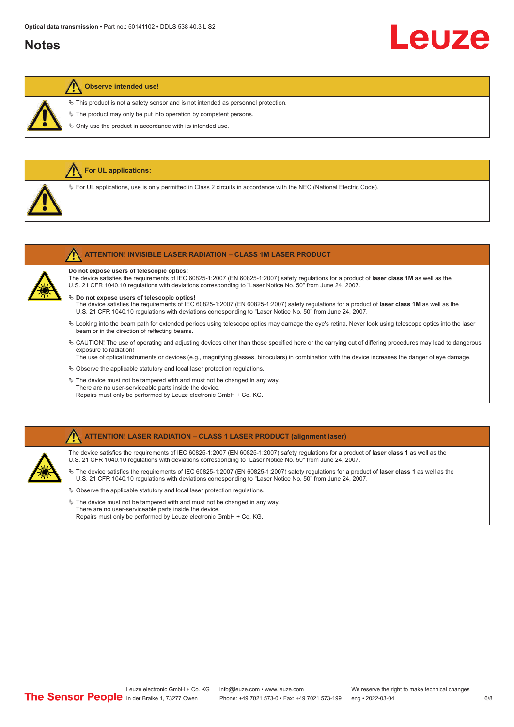# Notes

**Observe intended use!**

- This product is not a safety sensor and is not intended as personnel protection.
- The product may only be put into operation by competent persons.
- Only use the product in accordance with its intended use.

**For UL applications:**

- For UL applications, use is only permitted in Class 2 circuits in accordance with the NEC (National Electric Code).

**ATTENTION! INVISIBLE LASER RADIATION – CLASS 1M LASER PRODUCT**

**Do not expose users of telescopic optics!**
The device satisfies the requirements of IEC 60825-1:2007 (EN 60825-1:2007) safety regulations for a product of **laser class 1M** as well as the U.S. 21 CFR 1040.10 regulations with deviations corresponding to "Laser Notice No. 50" from June 24, 2007.

- **Do not expose users of telescopic optics!**
  The device satisfies the requirements of IEC 60825-1:2007 (EN 60825-1:2007) safety regulations for a product of **laser class 1M** as well as the U.S. 21 CFR 1040.10 regulations with deviations corresponding to "Laser Notice No. 50" from June 24, 2007.
- Looking into the beam path for extended periods using telescope optics may damage the eye's retina. Never look using telescope optics into the laser beam or in the direction of reflecting beams.
- CAUTION! The use of operating and adjusting devices other than those specified here or the carrying out of differing procedures may lead to dangerous exposure to radiation!
  The use of optical instruments or devices (e.g., magnifying glasses, binoculars) in combination with the device increases the danger of eye damage.
- Observe the applicable statutory and local laser protection regulations.
- The device must not be tampered with and must not be changed in any way.
  There are no user-serviceable parts inside the device.
  Repairs must only be performed by Leuze electronic GmbH + Co. KG.

**ATTENTION! LASER RADIATION – CLASS 1 LASER PRODUCT (alignment laser)**

The device satisfies the requirements of IEC 60825-1:2007 (EN 60825-1:2007) safety regulations for a product of **laser class 1** as well as the U.S. 21 CFR 1040.10 regulations with deviations corresponding to "Laser Notice No. 50" from June 24, 2007.

- The device satisfies the requirements of IEC 60825-1:2007 (EN 60825-1:2007) safety regulations for a product of **laser class 1** as well as the U.S. 21 CFR 1040.10 regulations with deviations corresponding to "Laser Notice No. 50" from June 24, 2007.
- Observe the applicable statutory and local laser protection regulations.
- The device must not be tampered with and must not be changed in any way.
  There are no user-serviceable parts inside the device.
  Repairs must only be performed by Leuze electronic GmbH + Co. KG.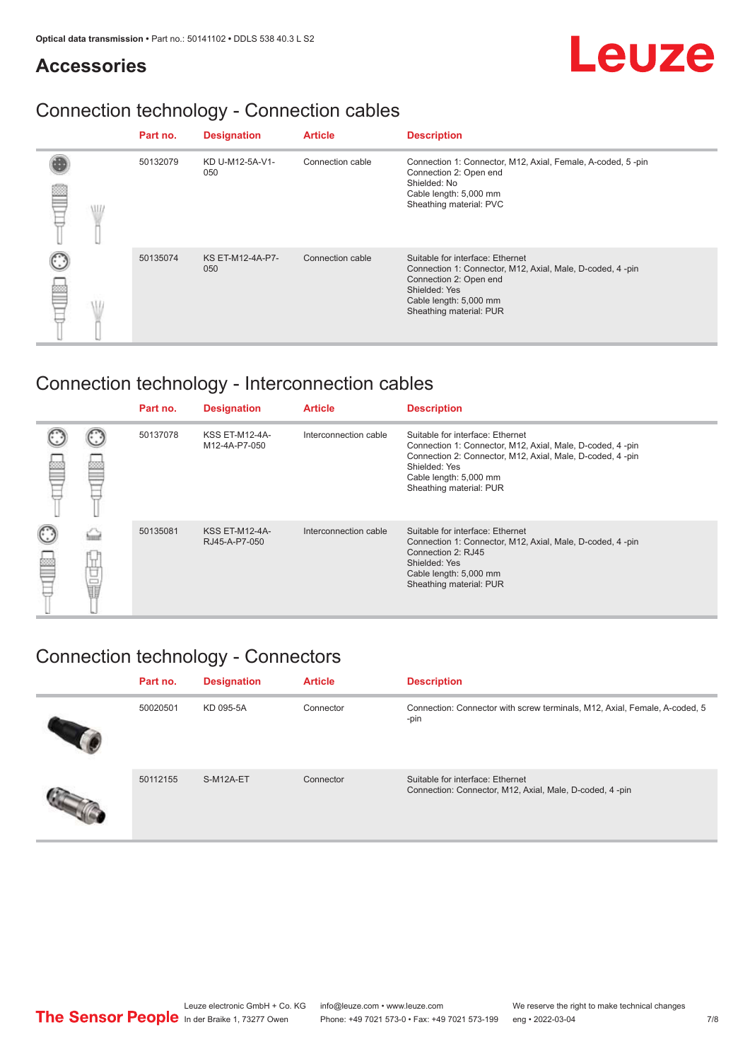## Accessories

### Connection technology - Connection cables

| Part no. | Designation | Article | Description |
|---|---|---|---|
| 50132079 | KD U-M12-5A-V1-050 | Connection cable | Connection 1: Connector, M12, Axial, Female, A-coded, 5 -pin<br>Connection 2: Open end<br>Shielded: No<br>Cable length: 5,000 mm<br>Sheathing material: PVC |
| 50135074 | KS ET-M12-4A-P7-050 | Connection cable | Suitable for interface: Ethernet<br>Connection 1: Connector, M12, Axial, Male, D-coded, 4 -pin<br>Connection 2: Open end<br>Shielded: Yes<br>Cable length: 5,000 mm<br>Sheathing material: PUR |

### Connection technology - Interconnection cables

| Part no. | Designation | Article | Description |
|---|---|---|---|
| 50137078 | KSS ET-M12-4A-M12-4A-P7-050 | Interconnection cable | Suitable for interface: Ethernet<br>Connection 1: Connector, M12, Axial, Male, D-coded, 4 -pin<br>Connection 2: Connector, M12, Axial, Male, D-coded, 4 -pin<br>Shielded: Yes<br>Cable length: 5,000 mm<br>Sheathing material: PUR |
| 50135081 | KSS ET-M12-4A-RJ45-A-P7-050 | Interconnection cable | Suitable for interface: Ethernet<br>Connection 1: Connector, M12, Axial, Male, D-coded, 4 -pin<br>Connection 2: RJ45<br>Shielded: Yes<br>Cable length: 5,000 mm<br>Sheathing material: PUR |

### Connection technology - Connectors

| Part no. | Designation | Article | Description |
|---|---|---|---|
| 50020501 | KD 095-5A | Connector | Connection: Connector with screw terminals, M12, Axial, Female, A-coded, 5 -pin |
| 50112155 | S-M12A-ET | Connector | Suitable for interface: Ethernet<br>Connection: Connector, M12, Axial, Male, D-coded, 4 -pin |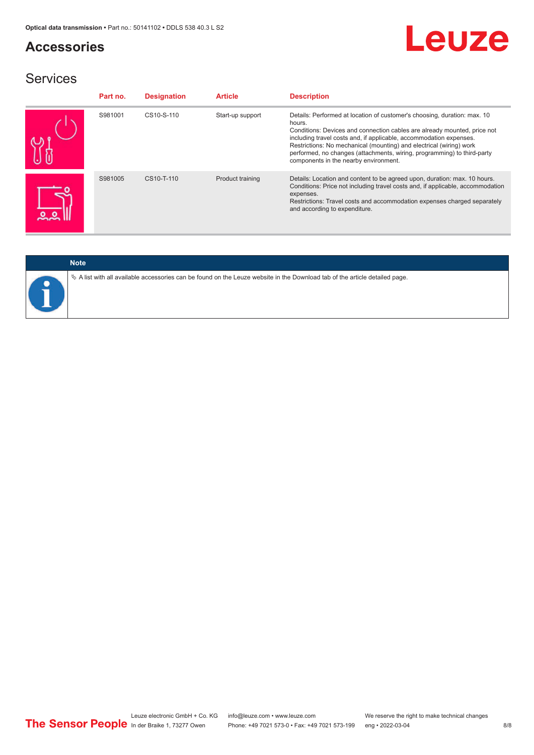## Accessories

### Services

| | Part no. | Designation | Article | Description |
|---|---|---|---|---|
| | S981001 | CS10-S-110 | Start-up support | Details: Performed at location of customer's choosing, duration: max. 10 hours.<br>Conditions: Devices and connection cables are already mounted, price not including travel costs and, if applicable, accommodation expenses.<br>Restrictions: No mechanical (mounting) and electrical (wiring) work performed, no changes (attachments, wiring, programming) to third-party components in the nearby environment. |
| | S981005 | CS10-T-110 | Product training | Details: Location and content to be agreed upon, duration: max. 10 hours.<br>Conditions: Price not including travel costs and, if applicable, accommodation expenses.<br>Restrictions: Travel costs and accommodation expenses charged separately and according to expenditure. |

**Note**

✎ A list with all available accessories can be found on the Leuze website in the Download tab of the article detailed page.